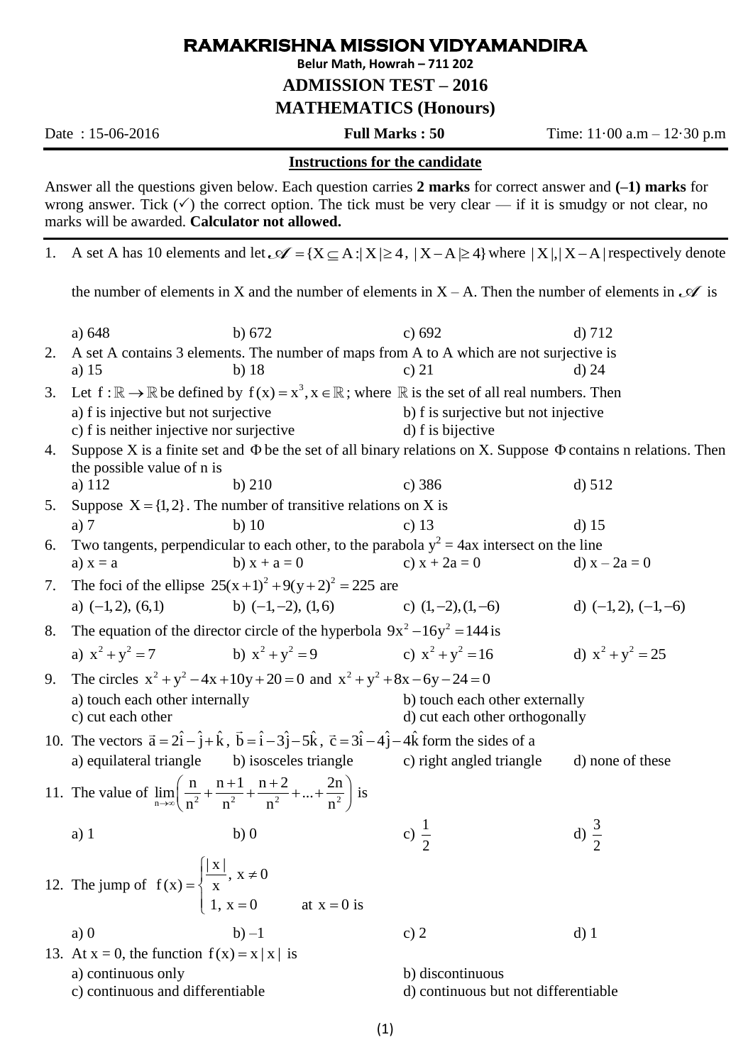# RAMAKRISHNA MISSION VIDYAMANDIRA

**Belur Math, Howrah – 711 202**

## ADMISSION TEST – 2016

## MATHEMATICS (Honours)

Date : 15-06-2016 **Full Marks : 50** Time: 11·00 a.m – 12·30 p.m

**Instructions for the candidate**

Answer all the questions given below. Each question carries **2 marks** for correct answer and **(–1) marks** for wrong answer. Tick (✓) the correct option. The tick must be very clear — if it is smudgy or not clear, no marks will be awarded. **Calculator not allowed.**

1. A set A has 10 elements and let $\mathscr{A} = \{X \subseteq A : |X| \geq 4,\ |X - A| \geq 4\}$ where $|X|, |X - A|$ respectively denote the number of elements in X and the number of elements in X – A. Then the number of elements in $\mathscr{A}$ is

   a) 648 b) 672 c) 692 d) 712

2. A set A contains 3 elements. The number of maps from A to A which are not surjective is

   a) 15 b) 18 c) 21 d) 24

3. Let $f : \mathbb{R} \to \mathbb{R}$ be defined by $f(x) = x^3, x \in \mathbb{R}$; where $\mathbb{R}$ is the set of all real numbers. Then

   a) f is injective but not surjective b) f is surjective but not injective
   c) f is neither injective nor surjective d) f is bijective

4. Suppose X is a finite set and $\Phi$ be the set of all binary relations on X. Suppose $\Phi$ contains n relations. Then the possible value of n is

   a) 112 b) 210 c) 386 d) 512

5. Suppose $X = \{1, 2\}$. The number of transitive relations on X is

   a) 7 b) 10 c) 13 d) 15

6. Two tangents, perpendicular to each other, to the parabola $y^2 = 4ax$ intersect on the line

   a) x = a b) x + a = 0 c) x + 2a = 0 d) x – 2a = 0

7. The foci of the ellipse $25(x+1)^2 + 9(y+2)^2 = 225$ are

   a) $(-1, 2), (6, 1)$ b) $(-1, -2), (1, 6)$ c) $(1, -2), (1, -6)$ d) $(-1, 2), (-1, -6)$

8. The equation of the director circle of the hyperbola $9x^2 - 16y^2 = 144$ is

   a) $x^2 + y^2 = 7$ b) $x^2 + y^2 = 9$ c) $x^2 + y^2 = 16$ d) $x^2 + y^2 = 25$

9. The circles $x^2 + y^2 - 4x + 10y + 20 = 0$ and $x^2 + y^2 + 8x - 6y - 24 = 0$

   a) touch each other internally b) touch each other externally
   c) cut each other d) cut each other orthogonally

10. The vectors $\vec{a} = 2\hat{i} - \hat{j} + \hat{k}$, $\vec{b} = \hat{i} - 3\hat{j} - 5\hat{k}$, $\vec{c} = 3\hat{i} - 4\hat{j} - 4\hat{k}$ form the sides of a

    a) equilateral triangle b) isosceles triangle c) right angled triangle d) none of these

11. The value of $\lim\limits_{n \to \infty} \left( \frac{n}{n^2} + \frac{n+1}{n^2} + \frac{n+2}{n^2} + \ldots + \frac{2n}{n^2} \right)$ is

    a) 1 b) 0 c) $\frac{1}{2}$ d) $\frac{3}{2}$

12. The jump of $f(x) = \begin{cases} \frac{|x|}{x}, & x \neq 0 \\ 1, & x = 0 \end{cases}$ at $x = 0$ is

    a) 0 b) –1 c) 2 d) 1

13. At x = 0, the function $f(x) = x|x|$ is

    a) continuous only b) discontinuous
    c) continuous and differentiable d) continuous but not differentiable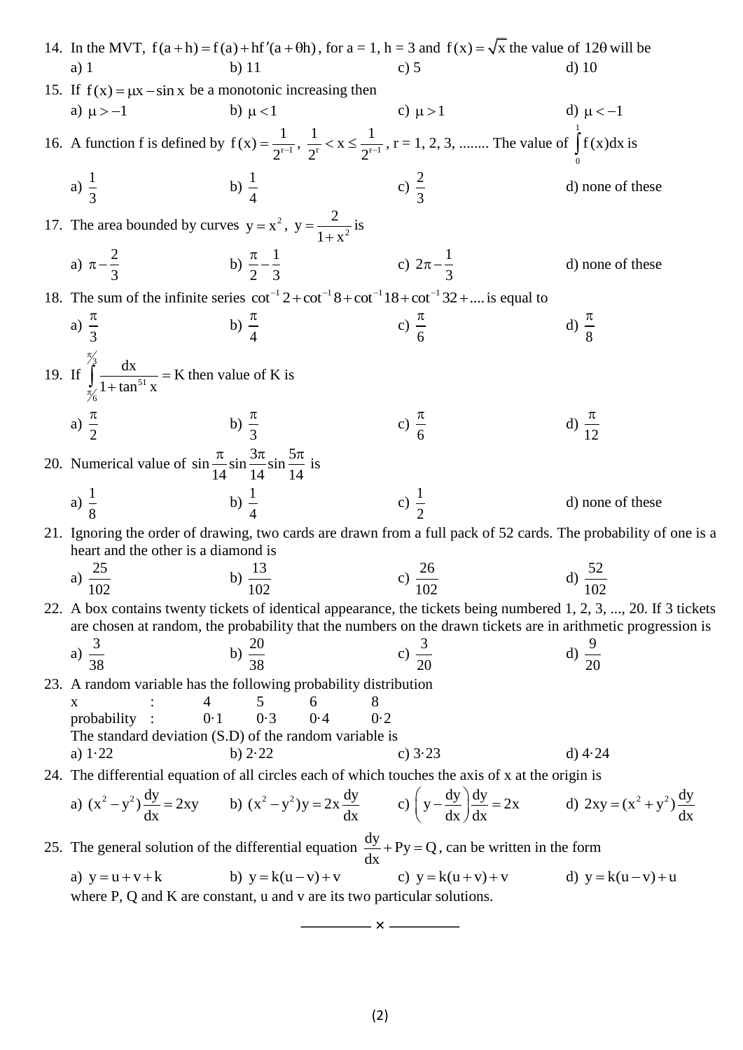14. In the MVT, $f(a+h) = f(a) + hf'(a+\theta h)$, for a = 1, h = 3 and $f(x) = \sqrt{x}$ the value of $12\theta$ will be

a) 1  b) 11  c) 5  d) 10

15. If $f(x) = \mu x - \sin x$ be a monotonic increasing then

a) $\mu > -1$  b) $\mu < 1$  c) $\mu > 1$  d) $\mu < -1$

16. A function f is defined by $f(x) = \frac{1}{2^{r-1}}$, $\frac{1}{2^r} < x \le \frac{1}{2^{r-1}}$, r = 1, 2, 3, ........ The value of $\int_0^1 f(x)dx$ is

a) $\frac{1}{3}$  b) $\frac{1}{4}$  c) $\frac{2}{3}$  d) none of these

17. The area bounded by curves $y = x^2$, $y = \frac{2}{1+x^2}$ is

a) $\pi - \frac{2}{3}$  b) $\frac{\pi}{2} - \frac{1}{3}$  c) $2\pi - \frac{1}{3}$  d) none of these

18. The sum of the infinite series $\cot^{-1} 2 + \cot^{-1} 8 + \cot^{-1} 18 + \cot^{-1} 32 + ....$ is equal to

a) $\frac{\pi}{3}$  b) $\frac{\pi}{4}$  c) $\frac{\pi}{6}$  d) $\frac{\pi}{8}$

19. If $\int_{\pi/6}^{\pi/3} \frac{dx}{1+\tan^{51} x} = K$ then value of K is

a) $\frac{\pi}{2}$  b) $\frac{\pi}{3}$  c) $\frac{\pi}{6}$  d) $\frac{\pi}{12}$

20. Numerical value of $\sin\frac{\pi}{14}\sin\frac{3\pi}{14}\sin\frac{5\pi}{14}$ is

a) $\frac{1}{8}$  b) $\frac{1}{4}$  c) $\frac{1}{2}$  d) none of these

21. Ignoring the order of drawing, two cards are drawn from a full pack of 52 cards. The probability of one is a heart and the other is a diamond is

a) $\frac{25}{102}$  b) $\frac{13}{102}$  c) $\frac{26}{102}$  d) $\frac{52}{102}$

22. A box contains twenty tickets of identical appearance, the tickets being numbered 1, 2, 3, ..., 20. If 3 tickets are chosen at random, the probability that the numbers on the drawn tickets are in arithmetic progression is

a) $\frac{3}{38}$  b) $\frac{20}{38}$  c) $\frac{3}{20}$  d) $\frac{9}{20}$

23. A random variable has the following probability distribution

| | | | | |
|---|---|---|---|---|
| x : | 4 | 5 | 6 | 8 |
| probability : | 0·1 | 0·3 | 0·4 | 0·2 |

The standard deviation (S.D) of the random variable is

a) 1·22  b) 2·22  c) 3·23  d) 4·24

24. The differential equation of all circles each of which touches the axis of x at the origin is

a) $(x^2 - y^2)\frac{dy}{dx} = 2xy$  b) $(x^2 - y^2)y = 2x\frac{dy}{dx}$  c) $\left(y - \frac{dy}{dx}\right)\frac{dy}{dx} = 2x$  d) $2xy = (x^2 + y^2)\frac{dy}{dx}$

25. The general solution of the differential equation $\frac{dy}{dx} + Py = Q$, can be written in the form

a) $y = u + v + k$  b) $y = k(u - v) + v$  c) $y = k(u + v) + v$  d) $y = k(u - v) + u$

where P, Q and K are constant, u and v are its two particular solutions.

———— × ————